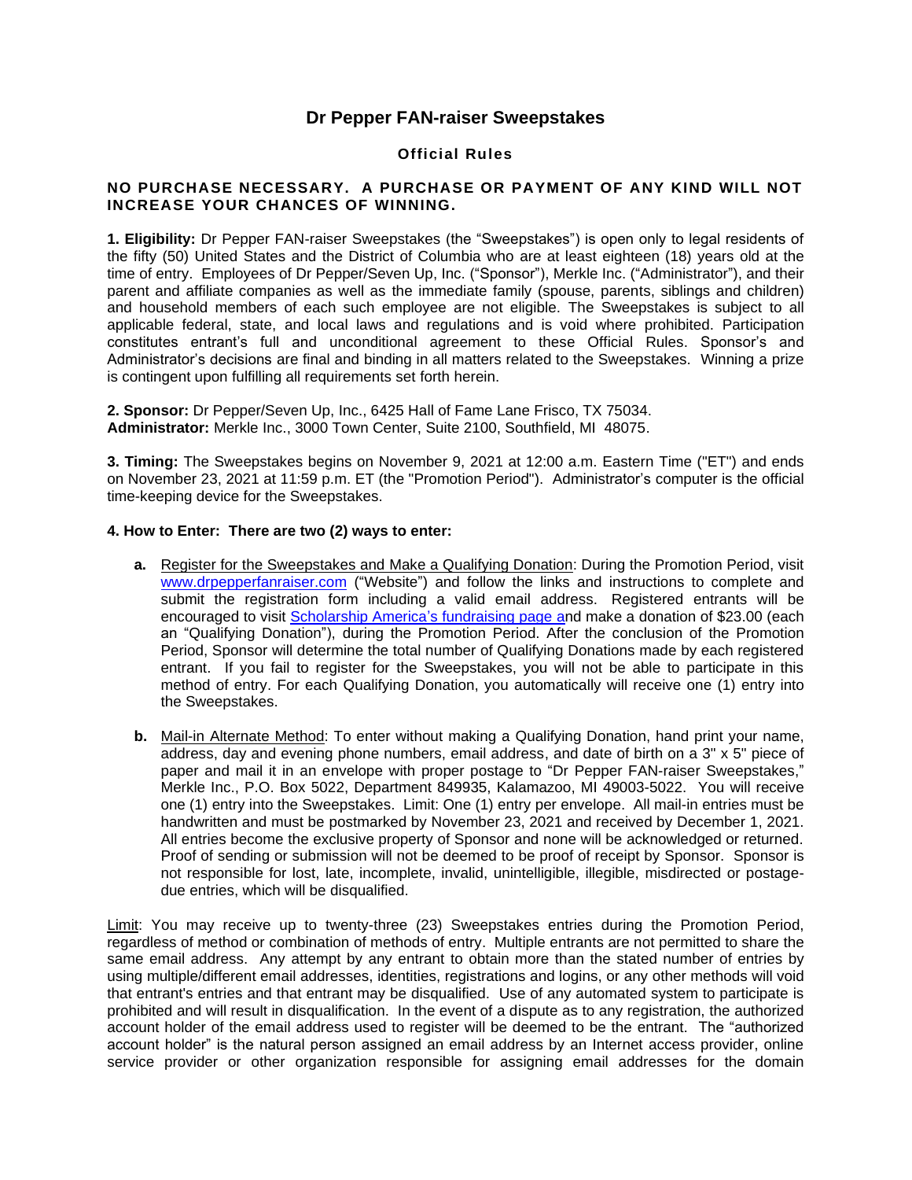# Dr Pepper FAN-raiser Sweepstakes

### Official Rules

**NO PURCHASE NECESSARY. A PURCHASE OR PAYMENT OF ANY KIND WILL NOT INCREASE YOUR CHANCES OF WINNING.**

**1. Eligibility:** Dr Pepper FAN-raiser Sweepstakes (the "Sweepstakes") is open only to legal residents of the fifty (50) United States and the District of Columbia who are at least eighteen (18) years old at the time of entry. Employees of Dr Pepper/Seven Up, Inc. ("Sponsor"), Merkle Inc. ("Administrator"), and their parent and affiliate companies as well as the immediate family (spouse, parents, siblings and children) and household members of each such employee are not eligible. The Sweepstakes is subject to all applicable federal, state, and local laws and regulations and is void where prohibited. Participation constitutes entrant's full and unconditional agreement to these Official Rules. Sponsor's and Administrator's decisions are final and binding in all matters related to the Sweepstakes. Winning a prize is contingent upon fulfilling all requirements set forth herein.

**2. Sponsor:** Dr Pepper/Seven Up, Inc., 6425 Hall of Fame Lane Frisco, TX 75034.
**Administrator:** Merkle Inc., 3000 Town Center, Suite 2100, Southfield, MI 48075.

**3. Timing:** The Sweepstakes begins on November 9, 2021 at 12:00 a.m. Eastern Time ("ET") and ends on November 23, 2021 at 11:59 p.m. ET (the "Promotion Period"). Administrator's computer is the official time-keeping device for the Sweepstakes.

**4. How to Enter: There are two (2) ways to enter:**

- **a.** Register for the Sweepstakes and Make a Qualifying Donation: During the Promotion Period, visit www.drpepperfanraiser.com ("Website") and follow the links and instructions to complete and submit the registration form including a valid email address. Registered entrants will be encouraged to visit Scholarship America's fundraising page and make a donation of $23.00 (each an "Qualifying Donation"), during the Promotion Period. After the conclusion of the Promotion Period, Sponsor will determine the total number of Qualifying Donations made by each registered entrant. If you fail to register for the Sweepstakes, you will not be able to participate in this method of entry. For each Qualifying Donation, you automatically will receive one (1) entry into the Sweepstakes.

- **b.** Mail-in Alternate Method: To enter without making a Qualifying Donation, hand print your name, address, day and evening phone numbers, email address, and date of birth on a 3" x 5" piece of paper and mail it in an envelope with proper postage to "Dr Pepper FAN-raiser Sweepstakes," Merkle Inc., P.O. Box 5022, Department 849935, Kalamazoo, MI 49003-5022. You will receive one (1) entry into the Sweepstakes. Limit: One (1) entry per envelope. All mail-in entries must be handwritten and must be postmarked by November 23, 2021 and received by December 1, 2021. All entries become the exclusive property of Sponsor and none will be acknowledged or returned. Proof of sending or submission will not be deemed to be proof of receipt by Sponsor. Sponsor is not responsible for lost, late, incomplete, invalid, unintelligible, illegible, misdirected or postage-due entries, which will be disqualified.

Limit: You may receive up to twenty-three (23) Sweepstakes entries during the Promotion Period, regardless of method or combination of methods of entry. Multiple entrants are not permitted to share the same email address. Any attempt by any entrant to obtain more than the stated number of entries by using multiple/different email addresses, identities, registrations and logins, or any other methods will void that entrant's entries and that entrant may be disqualified. Use of any automated system to participate is prohibited and will result in disqualification. In the event of a dispute as to any registration, the authorized account holder of the email address used to register will be deemed to be the entrant. The "authorized account holder" is the natural person assigned an email address by an Internet access provider, online service provider or other organization responsible for assigning email addresses for the domain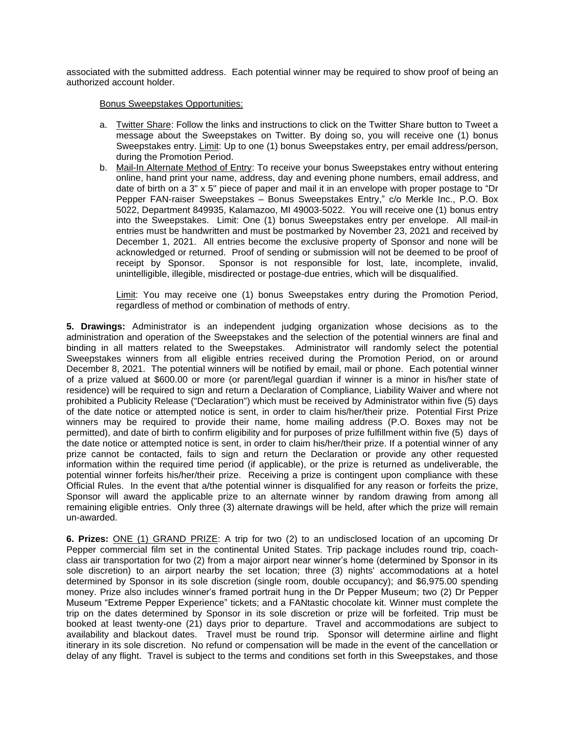associated with the submitted address. Each potential winner may be required to show proof of being an authorized account holder.

Bonus Sweepstakes Opportunities:

a. Twitter Share: Follow the links and instructions to click on the Twitter Share button to Tweet a message about the Sweepstakes on Twitter. By doing so, you will receive one (1) bonus Sweepstakes entry. Limit: Up to one (1) bonus Sweepstakes entry, per email address/person, during the Promotion Period.
b. Mail-In Alternate Method of Entry: To receive your bonus Sweepstakes entry without entering online, hand print your name, address, day and evening phone numbers, email address, and date of birth on a 3" x 5" piece of paper and mail it in an envelope with proper postage to "Dr Pepper FAN-raiser Sweepstakes – Bonus Sweepstakes Entry," c/o Merkle Inc., P.O. Box 5022, Department 849935, Kalamazoo, MI 49003-5022. You will receive one (1) bonus entry into the Sweepstakes. Limit: One (1) bonus Sweepstakes entry per envelope. All mail-in entries must be handwritten and must be postmarked by November 23, 2021 and received by December 1, 2021. All entries become the exclusive property of Sponsor and none will be acknowledged or returned. Proof of sending or submission will not be deemed to be proof of receipt by Sponsor. Sponsor is not responsible for lost, late, incomplete, invalid, unintelligible, illegible, misdirected or postage-due entries, which will be disqualified.

Limit: You may receive one (1) bonus Sweepstakes entry during the Promotion Period, regardless of method or combination of methods of entry.

**5. Drawings:** Administrator is an independent judging organization whose decisions as to the administration and operation of the Sweepstakes and the selection of the potential winners are final and binding in all matters related to the Sweepstakes. Administrator will randomly select the potential Sweepstakes winners from all eligible entries received during the Promotion Period, on or around December 8, 2021. The potential winners will be notified by email, mail or phone. Each potential winner of a prize valued at $600.00 or more (or parent/legal guardian if winner is a minor in his/her state of residence) will be required to sign and return a Declaration of Compliance, Liability Waiver and where not prohibited a Publicity Release ("Declaration") which must be received by Administrator within five (5) days of the date notice or attempted notice is sent, in order to claim his/her/their prize. Potential First Prize winners may be required to provide their name, home mailing address (P.O. Boxes may not be permitted), and date of birth to confirm eligibility and for purposes of prize fulfillment within five (5) days of the date notice or attempted notice is sent, in order to claim his/her/their prize. If a potential winner of any prize cannot be contacted, fails to sign and return the Declaration or provide any other requested information within the required time period (if applicable), or the prize is returned as undeliverable, the potential winner forfeits his/her/their prize. Receiving a prize is contingent upon compliance with these Official Rules. In the event that a/the potential winner is disqualified for any reason or forfeits the prize, Sponsor will award the applicable prize to an alternate winner by random drawing from among all remaining eligible entries. Only three (3) alternate drawings will be held, after which the prize will remain un-awarded.

**6. Prizes:** ONE (1) GRAND PRIZE: A trip for two (2) to an undisclosed location of an upcoming Dr Pepper commercial film set in the continental United States. Trip package includes round trip, coach-class air transportation for two (2) from a major airport near winner's home (determined by Sponsor in its sole discretion) to an airport nearby the set location; three (3) nights' accommodations at a hotel determined by Sponsor in its sole discretion (single room, double occupancy); and $6,975.00 spending money. Prize also includes winner's framed portrait hung in the Dr Pepper Museum; two (2) Dr Pepper Museum "Extreme Pepper Experience" tickets; and a FANtastic chocolate kit. Winner must complete the trip on the dates determined by Sponsor in its sole discretion or prize will be forfeited. Trip must be booked at least twenty-one (21) days prior to departure. Travel and accommodations are subject to availability and blackout dates. Travel must be round trip. Sponsor will determine airline and flight itinerary in its sole discretion. No refund or compensation will be made in the event of the cancellation or delay of any flight. Travel is subject to the terms and conditions set forth in this Sweepstakes, and those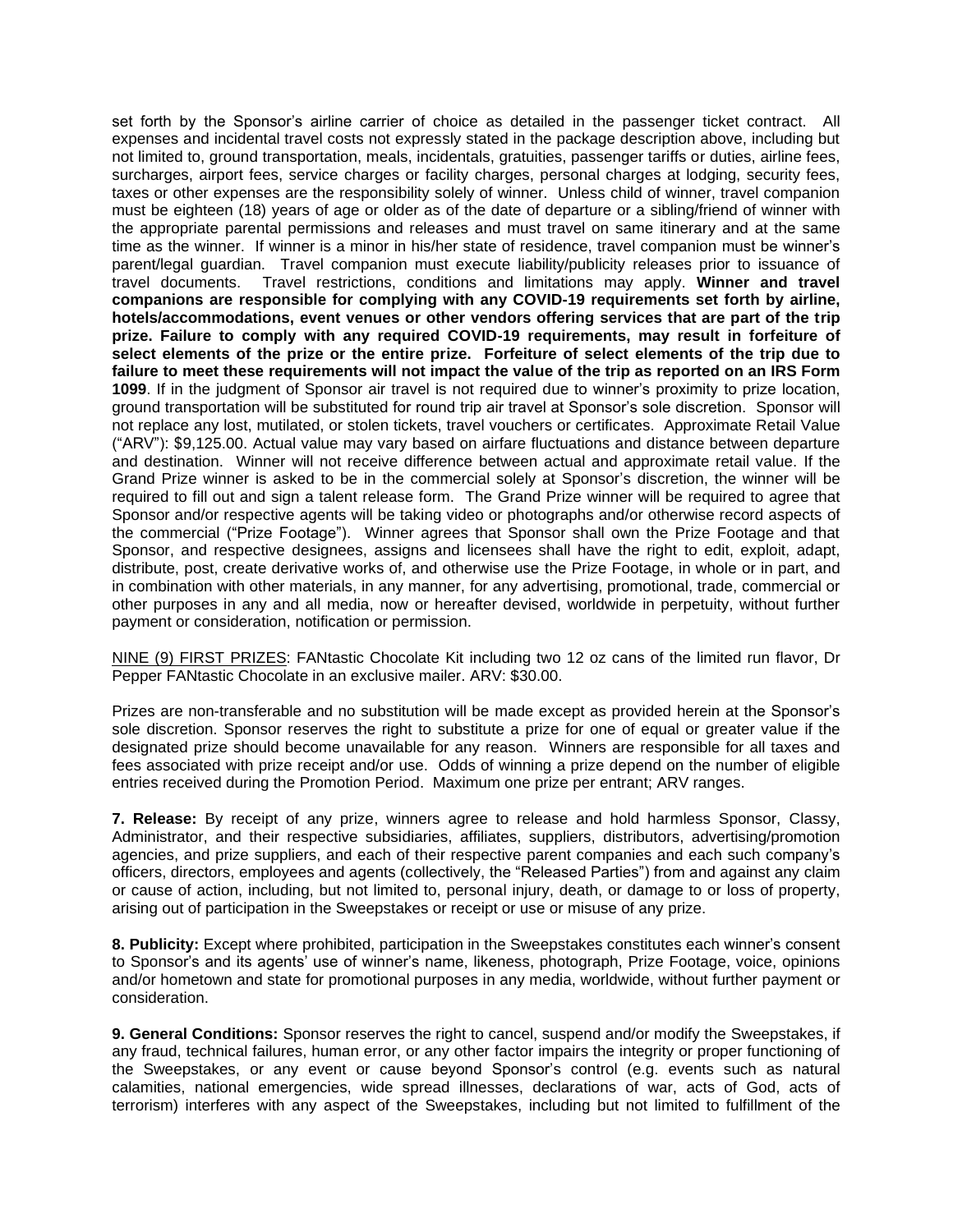set forth by the Sponsor's airline carrier of choice as detailed in the passenger ticket contract. All expenses and incidental travel costs not expressly stated in the package description above, including but not limited to, ground transportation, meals, incidentals, gratuities, passenger tariffs or duties, airline fees, surcharges, airport fees, service charges or facility charges, personal charges at lodging, security fees, taxes or other expenses are the responsibility solely of winner. Unless child of winner, travel companion must be eighteen (18) years of age or older as of the date of departure or a sibling/friend of winner with the appropriate parental permissions and releases and must travel on same itinerary and at the same time as the winner. If winner is a minor in his/her state of residence, travel companion must be winner's parent/legal guardian. Travel companion must execute liability/publicity releases prior to issuance of travel documents. Travel restrictions, conditions and limitations may apply. **Winner and travel companions are responsible for complying with any COVID-19 requirements set forth by airline, hotels/accommodations, event venues or other vendors offering services that are part of the trip prize. Failure to comply with any required COVID-19 requirements, may result in forfeiture of select elements of the prize or the entire prize. Forfeiture of select elements of the trip due to failure to meet these requirements will not impact the value of the trip as reported on an IRS Form 1099**. If in the judgment of Sponsor air travel is not required due to winner's proximity to prize location, ground transportation will be substituted for round trip air travel at Sponsor's sole discretion. Sponsor will not replace any lost, mutilated, or stolen tickets, travel vouchers or certificates. Approximate Retail Value ("ARV"): $9,125.00. Actual value may vary based on airfare fluctuations and distance between departure and destination. Winner will not receive difference between actual and approximate retail value. If the Grand Prize winner is asked to be in the commercial solely at Sponsor's discretion, the winner will be required to fill out and sign a talent release form. The Grand Prize winner will be required to agree that Sponsor and/or respective agents will be taking video or photographs and/or otherwise record aspects of the commercial ("Prize Footage"). Winner agrees that Sponsor shall own the Prize Footage and that Sponsor, and respective designees, assigns and licensees shall have the right to edit, exploit, adapt, distribute, post, create derivative works of, and otherwise use the Prize Footage, in whole or in part, and in combination with other materials, in any manner, for any advertising, promotional, trade, commercial or other purposes in any and all media, now or hereafter devised, worldwide in perpetuity, without further payment or consideration, notification or permission.

NINE (9) FIRST PRIZES: FANtastic Chocolate Kit including two 12 oz cans of the limited run flavor, Dr Pepper FANtastic Chocolate in an exclusive mailer. ARV: $30.00.

Prizes are non-transferable and no substitution will be made except as provided herein at the Sponsor's sole discretion. Sponsor reserves the right to substitute a prize for one of equal or greater value if the designated prize should become unavailable for any reason. Winners are responsible for all taxes and fees associated with prize receipt and/or use. Odds of winning a prize depend on the number of eligible entries received during the Promotion Period. Maximum one prize per entrant; ARV ranges.

**7. Release:** By receipt of any prize, winners agree to release and hold harmless Sponsor, Classy, Administrator, and their respective subsidiaries, affiliates, suppliers, distributors, advertising/promotion agencies, and prize suppliers, and each of their respective parent companies and each such company's officers, directors, employees and agents (collectively, the "Released Parties") from and against any claim or cause of action, including, but not limited to, personal injury, death, or damage to or loss of property, arising out of participation in the Sweepstakes or receipt or use or misuse of any prize.

**8. Publicity:** Except where prohibited, participation in the Sweepstakes constitutes each winner's consent to Sponsor's and its agents' use of winner's name, likeness, photograph, Prize Footage, voice, opinions and/or hometown and state for promotional purposes in any media, worldwide, without further payment or consideration.

**9. General Conditions:** Sponsor reserves the right to cancel, suspend and/or modify the Sweepstakes, if any fraud, technical failures, human error, or any other factor impairs the integrity or proper functioning of the Sweepstakes, or any event or cause beyond Sponsor's control (e.g. events such as natural calamities, national emergencies, wide spread illnesses, declarations of war, acts of God, acts of terrorism) interferes with any aspect of the Sweepstakes, including but not limited to fulfillment of the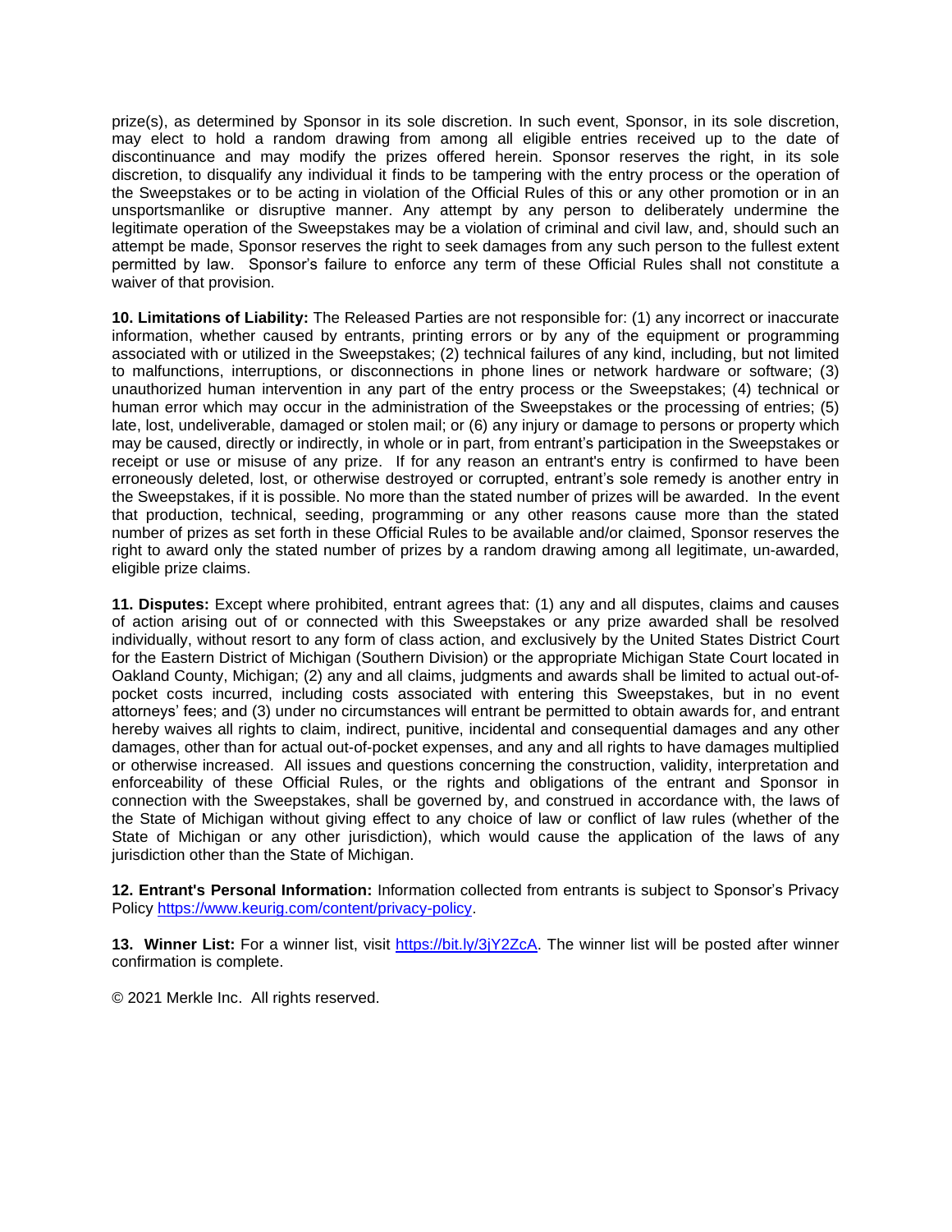prize(s), as determined by Sponsor in its sole discretion. In such event, Sponsor, in its sole discretion, may elect to hold a random drawing from among all eligible entries received up to the date of discontinuance and may modify the prizes offered herein. Sponsor reserves the right, in its sole discretion, to disqualify any individual it finds to be tampering with the entry process or the operation of the Sweepstakes or to be acting in violation of the Official Rules of this or any other promotion or in an unsportsmanlike or disruptive manner. Any attempt by any person to deliberately undermine the legitimate operation of the Sweepstakes may be a violation of criminal and civil law, and, should such an attempt be made, Sponsor reserves the right to seek damages from any such person to the fullest extent permitted by law. Sponsor's failure to enforce any term of these Official Rules shall not constitute a waiver of that provision.

**10. Limitations of Liability:** The Released Parties are not responsible for: (1) any incorrect or inaccurate information, whether caused by entrants, printing errors or by any of the equipment or programming associated with or utilized in the Sweepstakes; (2) technical failures of any kind, including, but not limited to malfunctions, interruptions, or disconnections in phone lines or network hardware or software; (3) unauthorized human intervention in any part of the entry process or the Sweepstakes; (4) technical or human error which may occur in the administration of the Sweepstakes or the processing of entries; (5) late, lost, undeliverable, damaged or stolen mail; or (6) any injury or damage to persons or property which may be caused, directly or indirectly, in whole or in part, from entrant's participation in the Sweepstakes or receipt or use or misuse of any prize. If for any reason an entrant's entry is confirmed to have been erroneously deleted, lost, or otherwise destroyed or corrupted, entrant's sole remedy is another entry in the Sweepstakes, if it is possible. No more than the stated number of prizes will be awarded. In the event that production, technical, seeding, programming or any other reasons cause more than the stated number of prizes as set forth in these Official Rules to be available and/or claimed, Sponsor reserves the right to award only the stated number of prizes by a random drawing among all legitimate, un-awarded, eligible prize claims.

**11. Disputes:** Except where prohibited, entrant agrees that: (1) any and all disputes, claims and causes of action arising out of or connected with this Sweepstakes or any prize awarded shall be resolved individually, without resort to any form of class action, and exclusively by the United States District Court for the Eastern District of Michigan (Southern Division) or the appropriate Michigan State Court located in Oakland County, Michigan; (2) any and all claims, judgments and awards shall be limited to actual out-of-pocket costs incurred, including costs associated with entering this Sweepstakes, but in no event attorneys' fees; and (3) under no circumstances will entrant be permitted to obtain awards for, and entrant hereby waives all rights to claim, indirect, punitive, incidental and consequential damages and any other damages, other than for actual out-of-pocket expenses, and any and all rights to have damages multiplied or otherwise increased. All issues and questions concerning the construction, validity, interpretation and enforceability of these Official Rules, or the rights and obligations of the entrant and Sponsor in connection with the Sweepstakes, shall be governed by, and construed in accordance with, the laws of the State of Michigan without giving effect to any choice of law or conflict of law rules (whether of the State of Michigan or any other jurisdiction), which would cause the application of the laws of any jurisdiction other than the State of Michigan.

**12. Entrant's Personal Information:** Information collected from entrants is subject to Sponsor's Privacy Policy https://www.keurig.com/content/privacy-policy.

**13. Winner List:** For a winner list, visit https://bit.ly/3jY2ZcA. The winner list will be posted after winner confirmation is complete.

© 2021 Merkle Inc. All rights reserved.